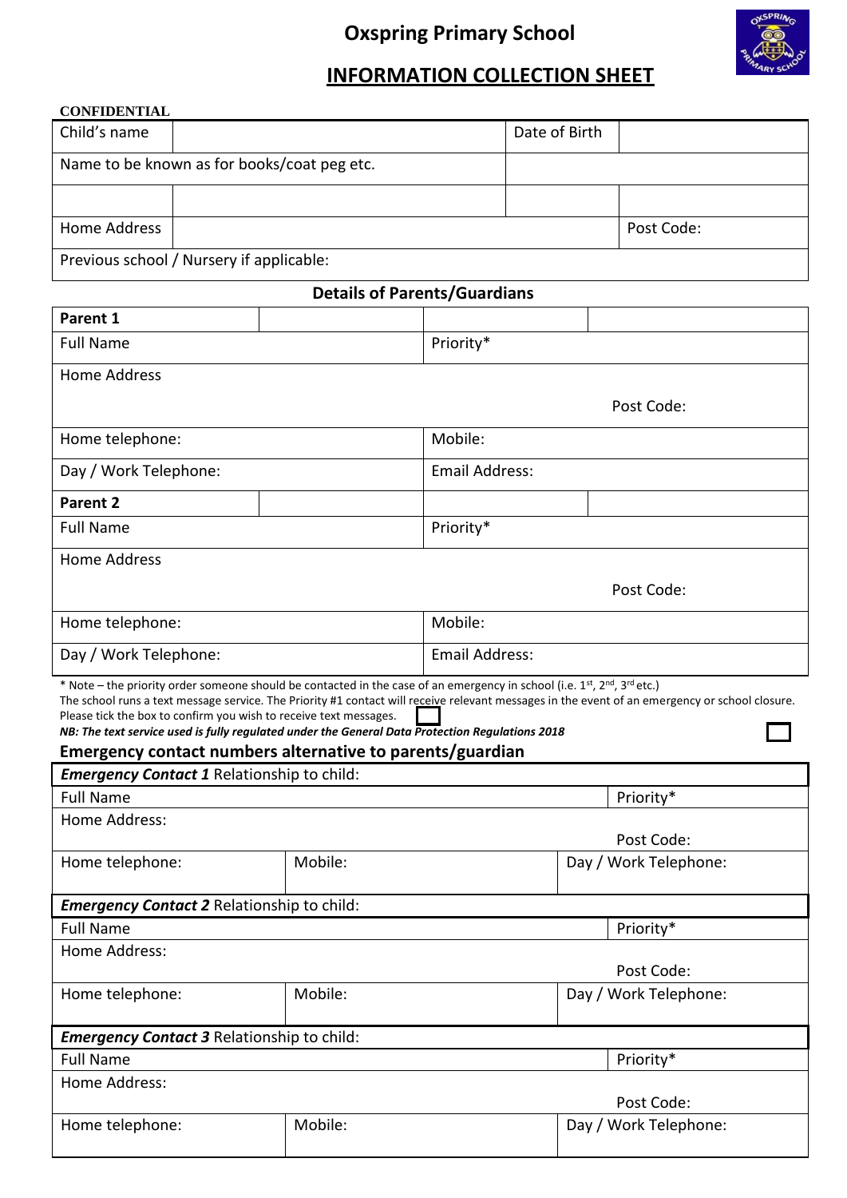# Oxspring Primary School

## INFORMATION COLLECTION SHEET

**CONFIDENTIAL**

| Child's name | | Date of Birth | |
|---|---|---|---|
| Name to be known as for books/coat peg etc. | | | |
| | | | |
| Home Address | | | Post Code: |
| Previous school / Nursery if applicable: | | | |

### Details of Parents/Guardians

| **Parent 1** | | | |
|---|---|---|---|
| Full Name | | Priority* | |
| Home Address<br>Post Code: | | | |
| Home telephone: | | Mobile: | |
| Day / Work Telephone: | | Email Address: | |
| **Parent 2** | | | |
| Full Name | | Priority* | |
| Home Address<br>Post Code: | | | |
| Home telephone: | | Mobile: | |
| Day / Work Telephone: | | Email Address: | |

* Note – the priority order someone should be contacted in the case of an emergency in school (i.e. 1st, 2nd, 3rd etc.)

The school runs a text message service. The Priority #1 contact will receive relevant messages in the event of an emergency or school closure. Please tick the box to confirm you wish to receive text messages. ☐

***NB: The text service used is fully regulated under the General Data Protection Regulations 2018*** ☐

### Emergency contact numbers alternative to parents/guardian

| ***Emergency Contact 1*** Relationship to child: | | |
|---|---|---|
| Full Name | | Priority* |
| Home Address:<br>Post Code: | | |
| Home telephone: | Mobile: | Day / Work Telephone: |
| ***Emergency Contact 2*** Relationship to child: | | |
| Full Name | | Priority* |
| Home Address:<br>Post Code: | | |
| Home telephone: | Mobile: | Day / Work Telephone: |
| ***Emergency Contact 3*** Relationship to child: | | |
| Full Name | | Priority* |
| Home Address:<br>Post Code: | | |
| Home telephone: | Mobile: | Day / Work Telephone: |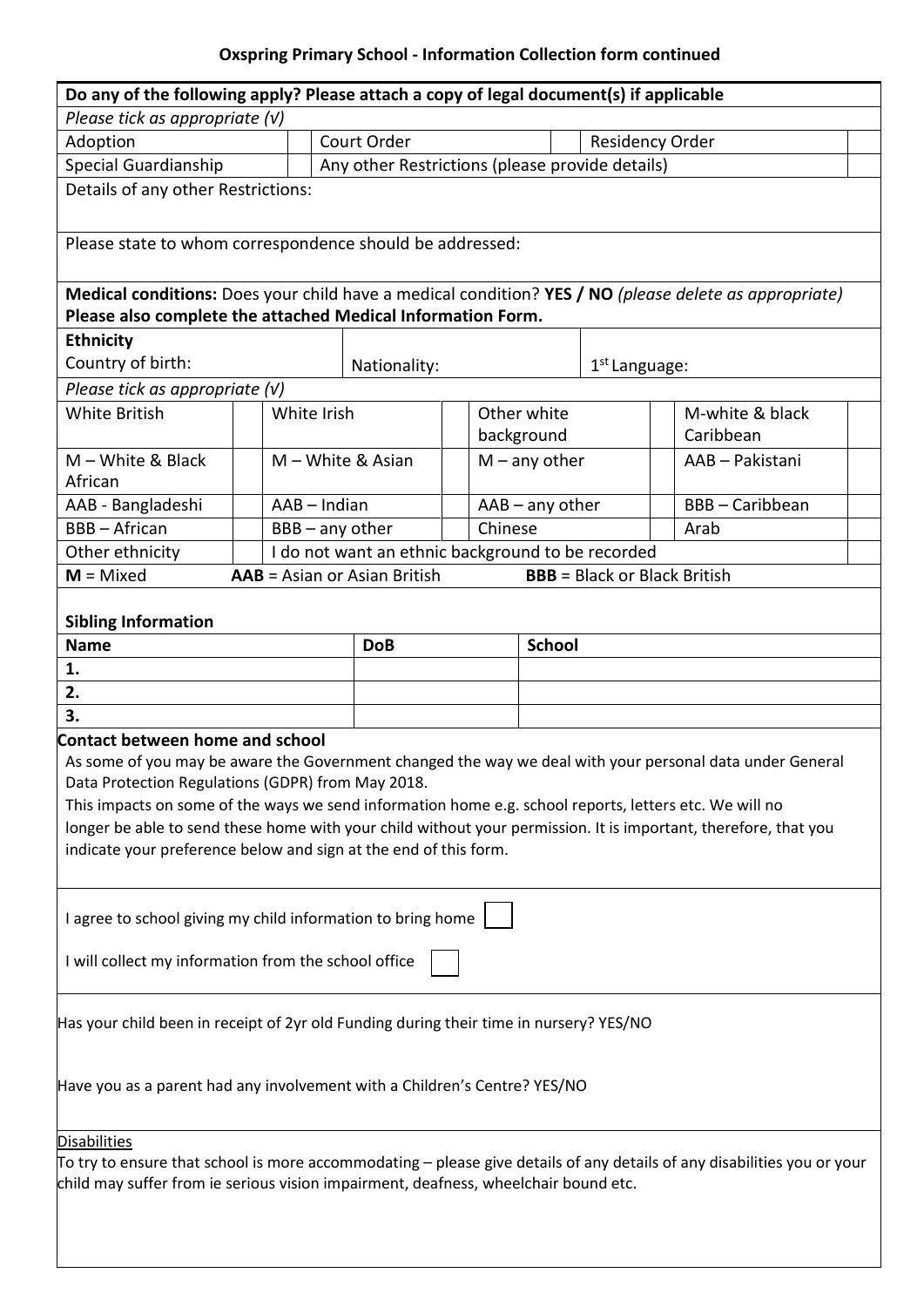## Oxspring Primary School - Information Collection form continued

**Do any of the following apply? Please attach a copy of legal document(s) if applicable**

*Please tick as appropriate (√)*

| | | | | | |
|---|---|---|---|---|---|
| Adoption | | Court Order | | Residency Order | |
| Special Guardianship | | Any other Restrictions (please provide details) | | | |

Details of any other Restrictions:

Please state to whom correspondence should be addressed:

**Medical conditions:** Does your child have a medical condition? **YES / NO** *(please delete as appropriate)*
**Please also complete the attached Medical Information Form.**

**Ethnicity**

Country of birth: Nationality: 1st Language:

*Please tick as appropriate (√)*

| | | | | | | | |
|---|---|---|---|---|---|---|---|
| White British | | White Irish | | Other white background | | M-white & black Caribbean | |
| M – White & Black African | | M – White & Asian | | M – any other | | AAB – Pakistani | |
| AAB - Bangladeshi | | AAB – Indian | | AAB – any other | | BBB – Caribbean | |
| BBB – African | | BBB – any other | | Chinese | | Arab | |
| Other ethnicity | | I do not want an ethnic background to be recorded | | | | | |

**M** = Mixed **AAB** = Asian or Asian British **BBB** = Black or Black British

**Sibling Information**

| Name | DoB | School |
|---|---|---|
| 1. | | |
| 2. | | |
| 3. | | |

**Contact between home and school**

As some of you may be aware the Government changed the way we deal with your personal data under General Data Protection Regulations (GDPR) from May 2018.

This impacts on some of the ways we send information home e.g. school reports, letters etc. We will no longer be able to send these home with your child without your permission. It is important, therefore, that you indicate your preference below and sign at the end of this form.

I agree to school giving my child information to bring home ☐

I will collect my information from the school office ☐

Has your child been in receipt of 2yr old Funding during their time in nursery? YES/NO

Have you as a parent had any involvement with a Children's Centre? YES/NO

Disabilities

To try to ensure that school is more accommodating – please give details of any details of any disabilities you or your child may suffer from ie serious vision impairment, deafness, wheelchair bound etc.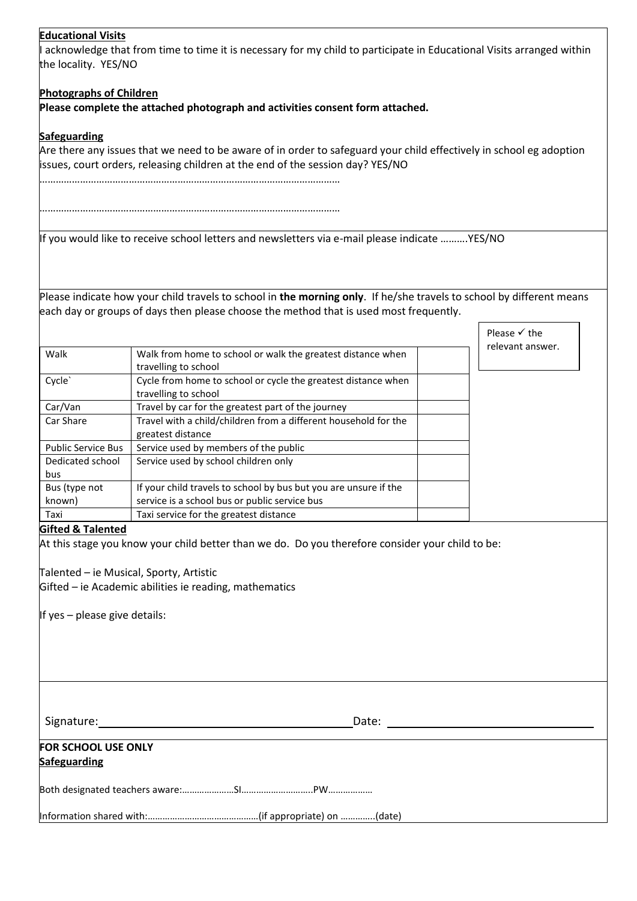**Educational Visits**

I acknowledge that from time to time it is necessary for my child to participate in Educational Visits arranged within the locality. YES/NO

**Photographs of Children**

**Please complete the attached photograph and activities consent form attached.**

**Safeguarding**

Are there any issues that we need to be aware of in order to safeguard your child effectively in school eg adoption issues, court orders, releasing children at the end of the session day? YES/NO

……………………………………………………………………………………………………

……………………………………………………………………………………………………

If you would like to receive school letters and newsletters via e-mail please indicate ……….YES/NO

Please indicate how your child travels to school in **the morning only**. If he/she travels to school by different means each day or groups of days then please choose the method that is used most frequently.

Please ✓ the relevant answer.

| | | |
|---|---|---|
| Walk | Walk from home to school or walk the greatest distance when travelling to school | |
| Cycle` | Cycle from home to school or cycle the greatest distance when travelling to school | |
| Car/Van | Travel by car for the greatest part of the journey | |
| Car Share | Travel with a child/children from a different household for the greatest distance | |
| Public Service Bus | Service used by members of the public | |
| Dedicated school bus | Service used by school children only | |
| Bus (type not known) | If your child travels to school by bus but you are unsure if the service is a school bus or public service bus | |
| Taxi | Taxi service for the greatest distance | |

**Gifted & Talented**

At this stage you know your child better than we do. Do you therefore consider your child to be:

Talented – ie Musical, Sporty, Artistic
Gifted – ie Academic abilities ie reading, mathematics

If yes – please give details:

Signature: \_\_\_\_\_\_\_\_\_\_\_\_\_\_\_\_\_\_\_\_\_\_\_\_ Date: \_\_\_\_\_\_\_\_\_\_\_\_\_\_\_\_\_\_\_\_

**FOR SCHOOL USE ONLY**

**Safeguarding**

Both designated teachers aware:…………………SI………………………..PW………………

Information shared with:…………………………………….(if appropriate) on ………….(date)